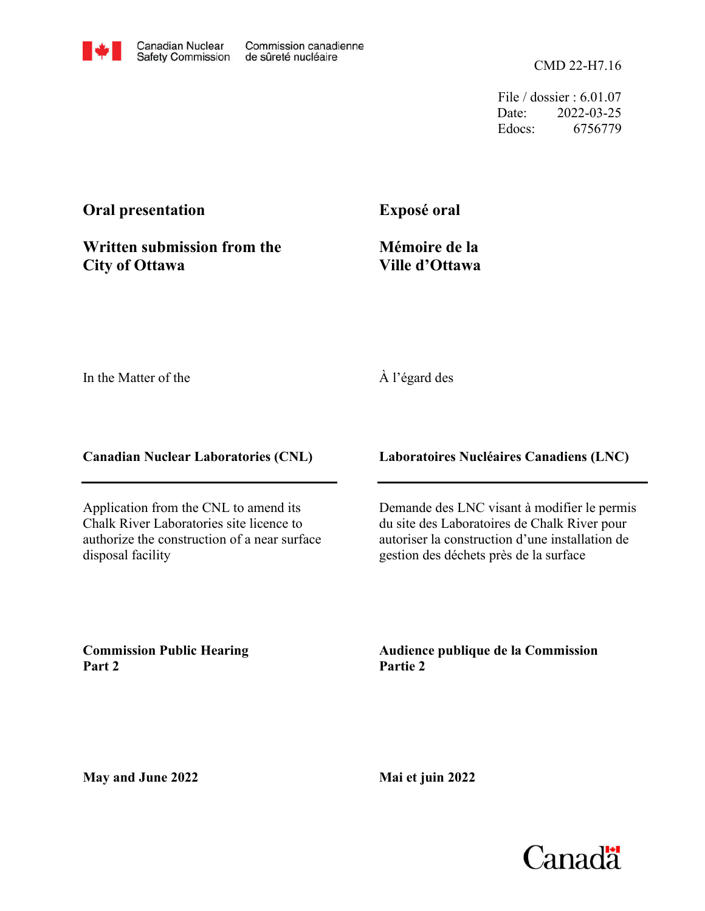Canadian Nuclear Safety Commission | Commission canadienne de sûreté nucléaire

CMD 22-H7.16

File / dossier : 6.01.07
Date: 2022-03-25
Edocs: 6756779

**Oral presentation**

**Written submission from the City of Ottawa**

**Exposé oral**

**Mémoire de la Ville d'Ottawa**

In the Matter of the

À l'égard des

**Canadian Nuclear Laboratories (CNL)**

**Laboratoires Nucléaires Canadiens (LNC)**

---

Application from the CNL to amend its Chalk River Laboratories site licence to authorize the construction of a near surface disposal facility

Demande des LNC visant à modifier le permis du site des Laboratoires de Chalk River pour autoriser la construction d'une installation de gestion des déchets près de la surface

**Commission Public Hearing Part 2**

**Audience publique de la Commission Partie 2**

**May and June 2022**

**Mai et juin 2022**

Canada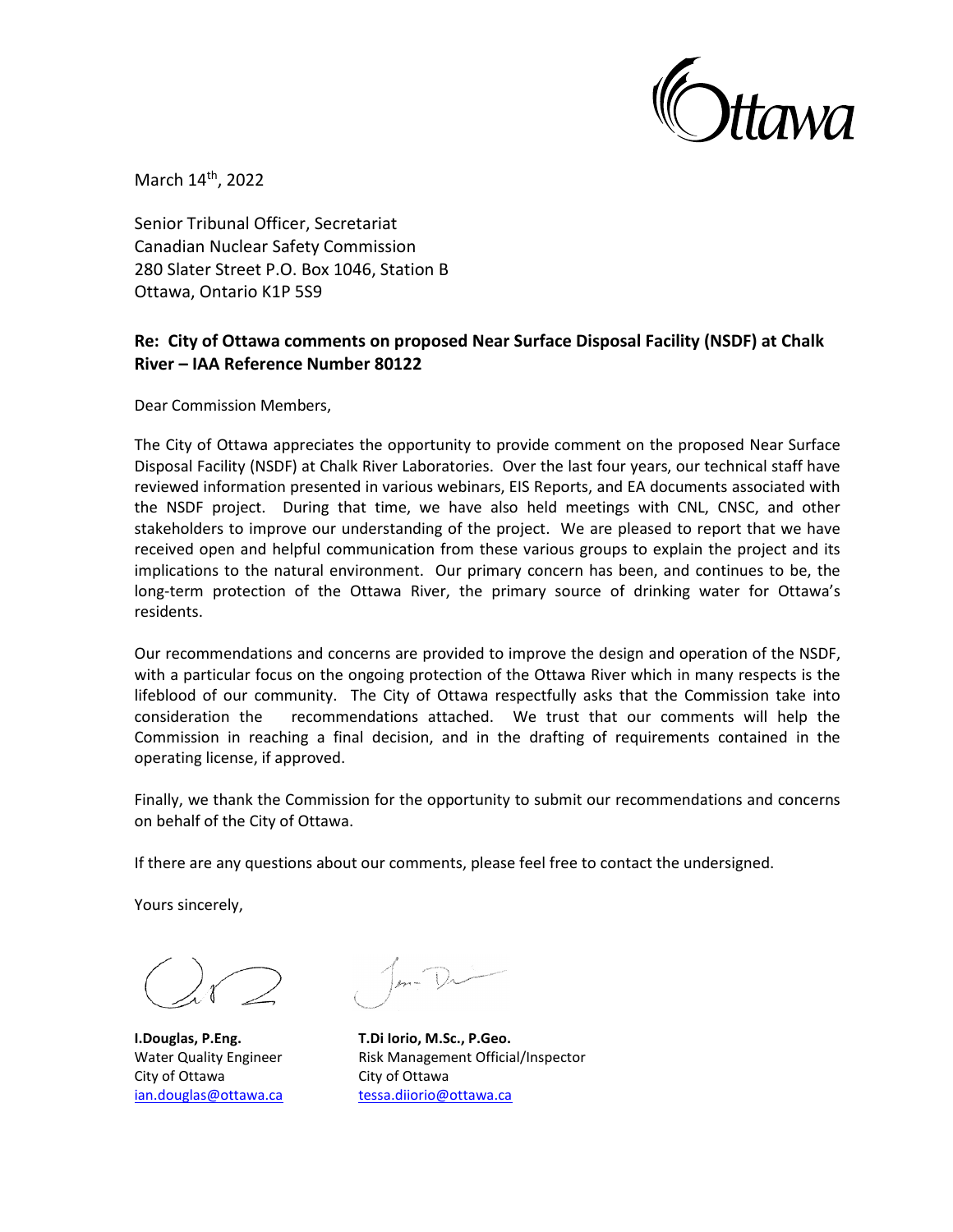March 14th, 2022

Senior Tribunal Officer, Secretariat
Canadian Nuclear Safety Commission
280 Slater Street P.O. Box 1046, Station B
Ottawa, Ontario K1P 5S9

**Re: City of Ottawa comments on proposed Near Surface Disposal Facility (NSDF) at Chalk River – IAA Reference Number 80122**

Dear Commission Members,

The City of Ottawa appreciates the opportunity to provide comment on the proposed Near Surface Disposal Facility (NSDF) at Chalk River Laboratories. Over the last four years, our technical staff have reviewed information presented in various webinars, EIS Reports, and EA documents associated with the NSDF project. During that time, we have also held meetings with CNL, CNSC, and other stakeholders to improve our understanding of the project. We are pleased to report that we have received open and helpful communication from these various groups to explain the project and its implications to the natural environment. Our primary concern has been, and continues to be, the long-term protection of the Ottawa River, the primary source of drinking water for Ottawa's residents.

Our recommendations and concerns are provided to improve the design and operation of the NSDF, with a particular focus on the ongoing protection of the Ottawa River which in many respects is the lifeblood of our community. The City of Ottawa respectfully asks that the Commission take into consideration the recommendations attached. We trust that our comments will help the Commission in reaching a final decision, and in the drafting of requirements contained in the operating license, if approved.

Finally, we thank the Commission for the opportunity to submit our recommendations and concerns on behalf of the City of Ottawa.

If there are any questions about our comments, please feel free to contact the undersigned.

Yours sincerely,

**I.Douglas, P.Eng.**
Water Quality Engineer
City of Ottawa
ian.douglas@ottawa.ca

**T.Di Iorio, M.Sc., P.Geo.**
Risk Management Official/Inspector
City of Ottawa
tessa.diiorio@ottawa.ca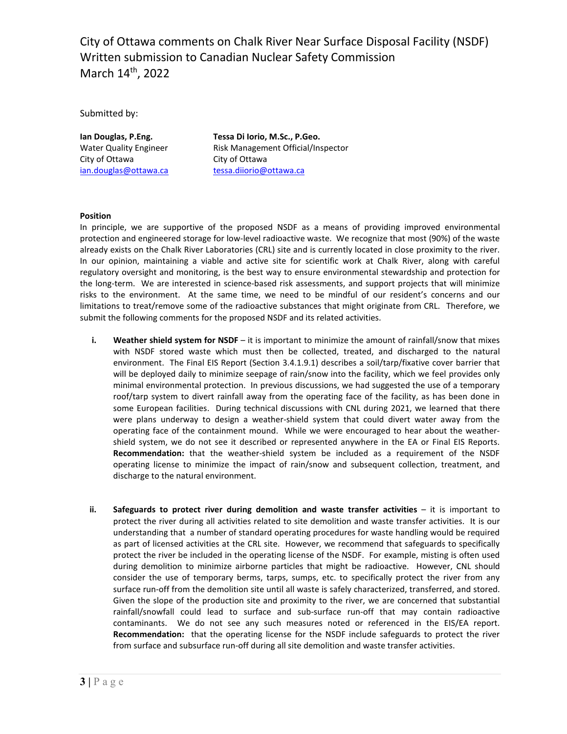City of Ottawa comments on Chalk River Near Surface Disposal Facility (NSDF)
Written submission to Canadian Nuclear Safety Commission
March 14th, 2022

Submitted by:

| **Ian Douglas, P.Eng.** | **Tessa Di Iorio, M.Sc., P.Geo.** |
|---|---|
| Water Quality Engineer | Risk Management Official/Inspector |
| City of Ottawa | City of Ottawa |
| ian.douglas@ottawa.ca | tessa.diiorio@ottawa.ca |

**Position**

In principle, we are supportive of the proposed NSDF as a means of providing improved environmental protection and engineered storage for low-level radioactive waste. We recognize that most (90%) of the waste already exists on the Chalk River Laboratories (CRL) site and is currently located in close proximity to the river. In our opinion, maintaining a viable and active site for scientific work at Chalk River, along with careful regulatory oversight and monitoring, is the best way to ensure environmental stewardship and protection for the long-term. We are interested in science-based risk assessments, and support projects that will minimize risks to the environment. At the same time, we need to be mindful of our resident's concerns and our limitations to treat/remove some of the radioactive substances that might originate from CRL. Therefore, we submit the following comments for the proposed NSDF and its related activities.

i. **Weather shield system for NSDF** – it is important to minimize the amount of rainfall/snow that mixes with NSDF stored waste which must then be collected, treated, and discharged to the natural environment. The Final EIS Report (Section 3.4.1.9.1) describes a soil/tarp/fixative cover barrier that will be deployed daily to minimize seepage of rain/snow into the facility, which we feel provides only minimal environmental protection. In previous discussions, we had suggested the use of a temporary roof/tarp system to divert rainfall away from the operating face of the facility, as has been done in some European facilities. During technical discussions with CNL during 2021, we learned that there were plans underway to design a weather-shield system that could divert water away from the operating face of the containment mound. While we were encouraged to hear about the weather-shield system, we do not see it described or represented anywhere in the EA or Final EIS Reports. **Recommendation:** that the weather-shield system be included as a requirement of the NSDF operating license to minimize the impact of rain/snow and subsequent collection, treatment, and discharge to the natural environment.

ii. **Safeguards to protect river during demolition and waste transfer activities** – it is important to protect the river during all activities related to site demolition and waste transfer activities. It is our understanding that a number of standard operating procedures for waste handling would be required as part of licensed activities at the CRL site. However, we recommend that safeguards to specifically protect the river be included in the operating license of the NSDF. For example, misting is often used during demolition to minimize airborne particles that might be radioactive. However, CNL should consider the use of temporary berms, tarps, sumps, etc. to specifically protect the river from any surface run-off from the demolition site until all waste is safely characterized, transferred, and stored. Given the slope of the production site and proximity to the river, we are concerned that substantial rainfall/snowfall could lead to surface and sub-surface run-off that may contain radioactive contaminants. We do not see any such measures noted or referenced in the EIS/EA report. **Recommendation:** that the operating license for the NSDF include safeguards to protect the river from surface and subsurface run-off during all site demolition and waste transfer activities.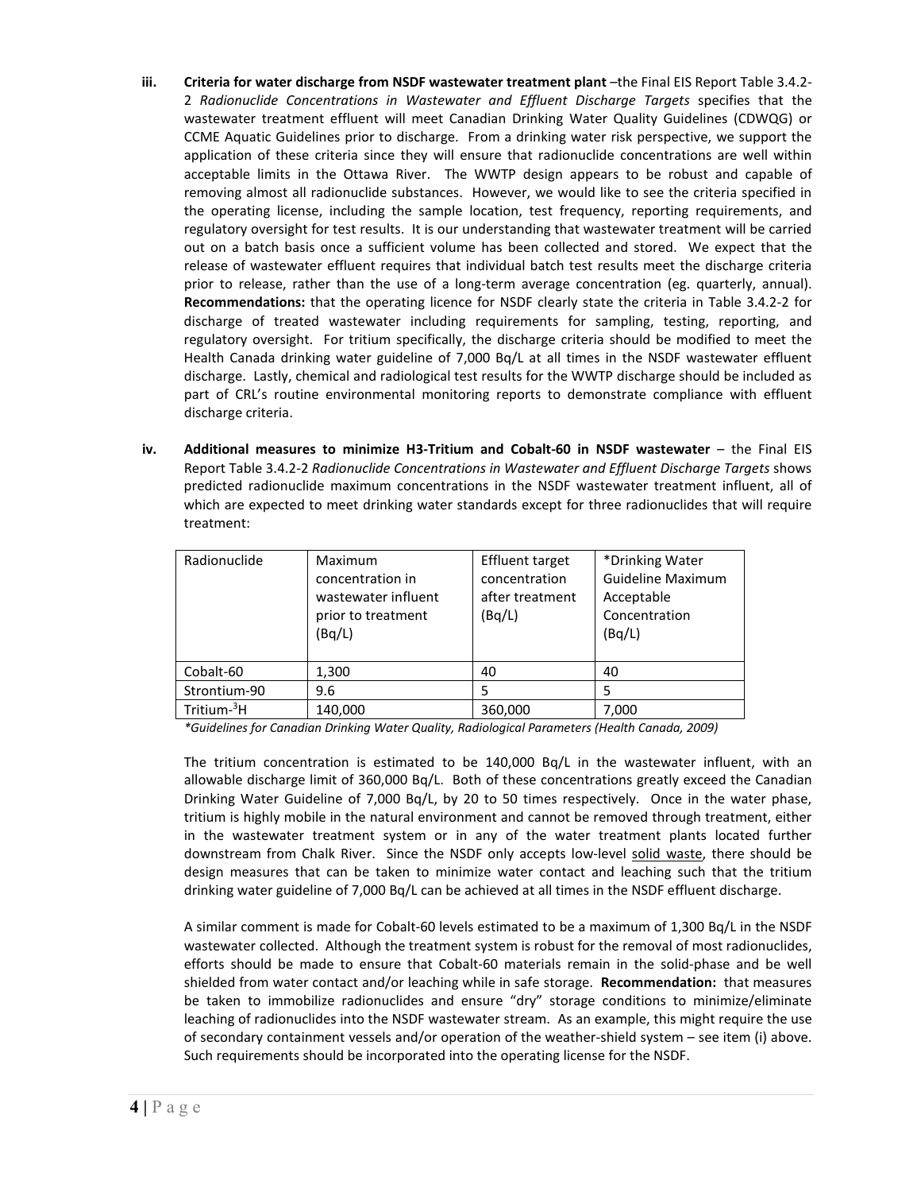iii. **Criteria for water discharge from NSDF wastewater treatment plant** –the Final EIS Report Table 3.4.2-2 *Radionuclide Concentrations in Wastewater and Effluent Discharge Targets* specifies that the wastewater treatment effluent will meet Canadian Drinking Water Quality Guidelines (CDWQG) or CCME Aquatic Guidelines prior to discharge. From a drinking water risk perspective, we support the application of these criteria since they will ensure that radionuclide concentrations are well within acceptable limits in the Ottawa River. The WWTP design appears to be robust and capable of removing almost all radionuclide substances. However, we would like to see the criteria specified in the operating license, including the sample location, test frequency, reporting requirements, and regulatory oversight for test results. It is our understanding that wastewater treatment will be carried out on a batch basis once a sufficient volume has been collected and stored. We expect that the release of wastewater effluent requires that individual batch test results meet the discharge criteria prior to release, rather than the use of a long-term average concentration (eg. quarterly, annual). **Recommendations:** that the operating licence for NSDF clearly state the criteria in Table 3.4.2-2 for discharge of treated wastewater including requirements for sampling, testing, reporting, and regulatory oversight. For tritium specifically, the discharge criteria should be modified to meet the Health Canada drinking water guideline of 7,000 Bq/L at all times in the NSDF wastewater effluent discharge. Lastly, chemical and radiological test results for the WWTP discharge should be included as part of CRL's routine environmental monitoring reports to demonstrate compliance with effluent discharge criteria.

iv. **Additional measures to minimize H3-Tritium and Cobalt-60 in NSDF wastewater** – the Final EIS Report Table 3.4.2-2 *Radionuclide Concentrations in Wastewater and Effluent Discharge Targets* shows predicted radionuclide maximum concentrations in the NSDF wastewater treatment influent, all of which are expected to meet drinking water standards except for three radionuclides that will require treatment:

| Radionuclide | Maximum concentration in wastewater influent prior to treatment (Bq/L) | Effluent target concentration after treatment (Bq/L) | *Drinking Water Guideline Maximum Acceptable Concentration (Bq/L) |
|---|---|---|---|
| Cobalt-60 | 1,300 | 40 | 40 |
| Strontium-90 | 9.6 | 5 | 5 |
| Tritium-$^3H$ | 140,000 | 360,000 | 7,000 |

*\*Guidelines for Canadian Drinking Water Quality, Radiological Parameters (Health Canada, 2009)*

The tritium concentration is estimated to be 140,000 Bq/L in the wastewater influent, with an allowable discharge limit of 360,000 Bq/L. Both of these concentrations greatly exceed the Canadian Drinking Water Guideline of 7,000 Bq/L, by 20 to 50 times respectively. Once in the water phase, tritium is highly mobile in the natural environment and cannot be removed through treatment, either in the wastewater treatment system or in any of the water treatment plants located further downstream from Chalk River. Since the NSDF only accepts low-level solid waste, there should be design measures that can be taken to minimize water contact and leaching such that the tritium drinking water guideline of 7,000 Bq/L can be achieved at all times in the NSDF effluent discharge.

A similar comment is made for Cobalt-60 levels estimated to be a maximum of 1,300 Bq/L in the NSDF wastewater collected. Although the treatment system is robust for the removal of most radionuclides, efforts should be made to ensure that Cobalt-60 materials remain in the solid-phase and be well shielded from water contact and/or leaching while in safe storage. **Recommendation:** that measures be taken to immobilize radionuclides and ensure "dry" storage conditions to minimize/eliminate leaching of radionuclides into the NSDF wastewater stream. As an example, this might require the use of secondary containment vessels and/or operation of the weather-shield system – see item (i) above. Such requirements should be incorporated into the operating license for the NSDF.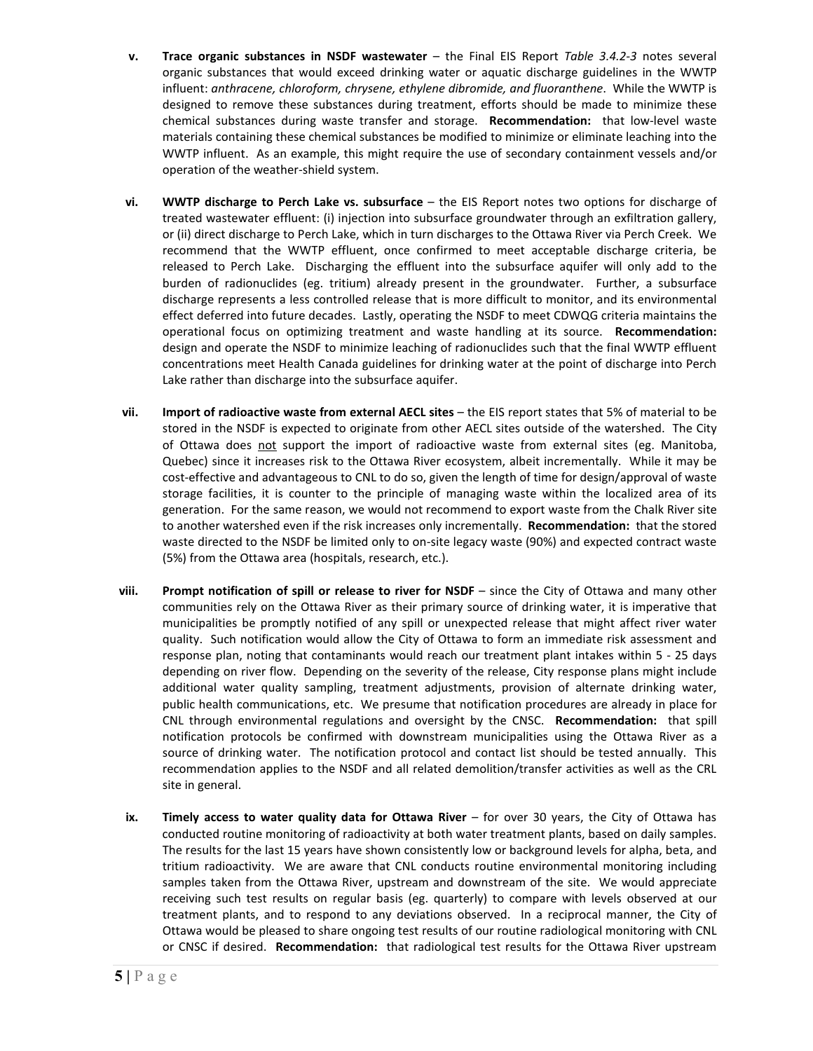v. **Trace organic substances in NSDF wastewater** – the Final EIS Report *Table 3.4.2-3* notes several organic substances that would exceed drinking water or aquatic discharge guidelines in the WWTP influent: *anthracene, chloroform, chrysene, ethylene dibromide, and fluoranthene*. While the WWTP is designed to remove these substances during treatment, efforts should be made to minimize these chemical substances during waste transfer and storage. **Recommendation:** that low-level waste materials containing these chemical substances be modified to minimize or eliminate leaching into the WWTP influent. As an example, this might require the use of secondary containment vessels and/or operation of the weather-shield system.

vi. **WWTP discharge to Perch Lake vs. subsurface** – the EIS Report notes two options for discharge of treated wastewater effluent: (i) injection into subsurface groundwater through an exfiltration gallery, or (ii) direct discharge to Perch Lake, which in turn discharges to the Ottawa River via Perch Creek. We recommend that the WWTP effluent, once confirmed to meet acceptable discharge criteria, be released to Perch Lake. Discharging the effluent into the subsurface aquifer will only add to the burden of radionuclides (eg. tritium) already present in the groundwater. Further, a subsurface discharge represents a less controlled release that is more difficult to monitor, and its environmental effect deferred into future decades. Lastly, operating the NSDF to meet CDWQG criteria maintains the operational focus on optimizing treatment and waste handling at its source. **Recommendation:** design and operate the NSDF to minimize leaching of radionuclides such that the final WWTP effluent concentrations meet Health Canada guidelines for drinking water at the point of discharge into Perch Lake rather than discharge into the subsurface aquifer.

vii. **Import of radioactive waste from external AECL sites** – the EIS report states that 5% of material to be stored in the NSDF is expected to originate from other AECL sites outside of the watershed. The City of Ottawa does <u>not</u> support the import of radioactive waste from external sites (eg. Manitoba, Quebec) since it increases risk to the Ottawa River ecosystem, albeit incrementally. While it may be cost-effective and advantageous to CNL to do so, given the length of time for design/approval of waste storage facilities, it is counter to the principle of managing waste within the localized area of its generation. For the same reason, we would not recommend to export waste from the Chalk River site to another watershed even if the risk increases only incrementally. **Recommendation:** that the stored waste directed to the NSDF be limited only to on-site legacy waste (90%) and expected contract waste (5%) from the Ottawa area (hospitals, research, etc.).

viii. **Prompt notification of spill or release to river for NSDF** – since the City of Ottawa and many other communities rely on the Ottawa River as their primary source of drinking water, it is imperative that municipalities be promptly notified of any spill or unexpected release that might affect river water quality. Such notification would allow the City of Ottawa to form an immediate risk assessment and response plan, noting that contaminants would reach our treatment plant intakes within 5 - 25 days depending on river flow. Depending on the severity of the release, City response plans might include additional water quality sampling, treatment adjustments, provision of alternate drinking water, public health communications, etc. We presume that notification procedures are already in place for CNL through environmental regulations and oversight by the CNSC. **Recommendation:** that spill notification protocols be confirmed with downstream municipalities using the Ottawa River as a source of drinking water. The notification protocol and contact list should be tested annually. This recommendation applies to the NSDF and all related demolition/transfer activities as well as the CRL site in general.

ix. **Timely access to water quality data for Ottawa River** – for over 30 years, the City of Ottawa has conducted routine monitoring of radioactivity at both water treatment plants, based on daily samples. The results for the last 15 years have shown consistently low or background levels for alpha, beta, and tritium radioactivity. We are aware that CNL conducts routine environmental monitoring including samples taken from the Ottawa River, upstream and downstream of the site. We would appreciate receiving such test results on regular basis (eg. quarterly) to compare with levels observed at our treatment plants, and to respond to any deviations observed. In a reciprocal manner, the City of Ottawa would be pleased to share ongoing test results of our routine radiological monitoring with CNL or CNSC if desired. **Recommendation:** that radiological test results for the Ottawa River upstream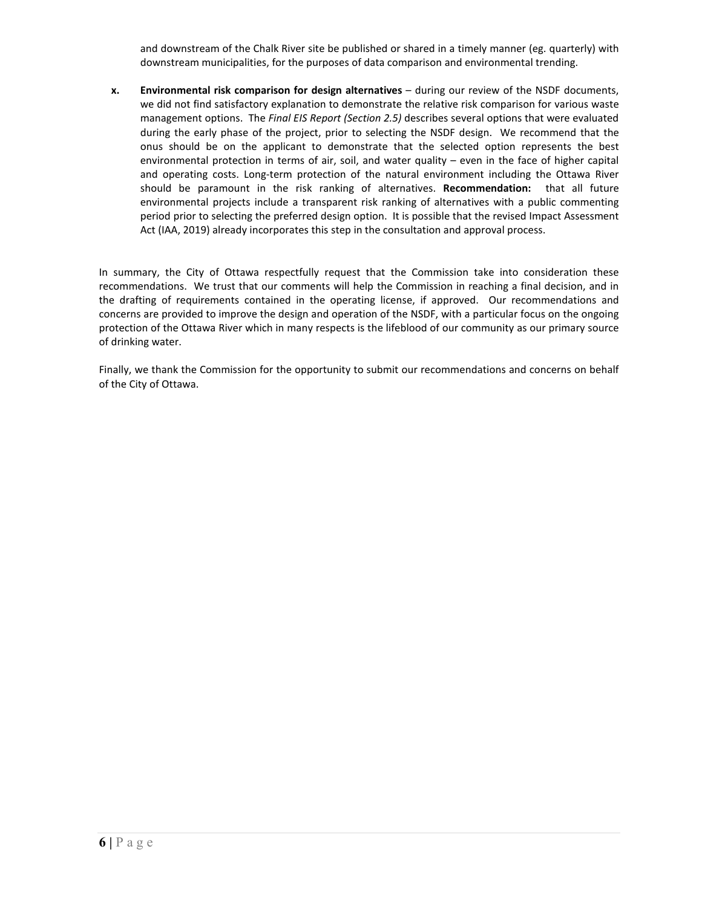and downstream of the Chalk River site be published or shared in a timely manner (eg. quarterly) with downstream municipalities, for the purposes of data comparison and environmental trending.

x. **Environmental risk comparison for design alternatives** – during our review of the NSDF documents, we did not find satisfactory explanation to demonstrate the relative risk comparison for various waste management options. The *Final EIS Report (Section 2.5)* describes several options that were evaluated during the early phase of the project, prior to selecting the NSDF design. We recommend that the onus should be on the applicant to demonstrate that the selected option represents the best environmental protection in terms of air, soil, and water quality – even in the face of higher capital and operating costs. Long-term protection of the natural environment including the Ottawa River should be paramount in the risk ranking of alternatives. **Recommendation:** that all future environmental projects include a transparent risk ranking of alternatives with a public commenting period prior to selecting the preferred design option. It is possible that the revised Impact Assessment Act (IAA, 2019) already incorporates this step in the consultation and approval process.

In summary, the City of Ottawa respectfully request that the Commission take into consideration these recommendations. We trust that our comments will help the Commission in reaching a final decision, and in the drafting of requirements contained in the operating license, if approved. Our recommendations and concerns are provided to improve the design and operation of the NSDF, with a particular focus on the ongoing protection of the Ottawa River which in many respects is the lifeblood of our community as our primary source of drinking water.

Finally, we thank the Commission for the opportunity to submit our recommendations and concerns on behalf of the City of Ottawa.